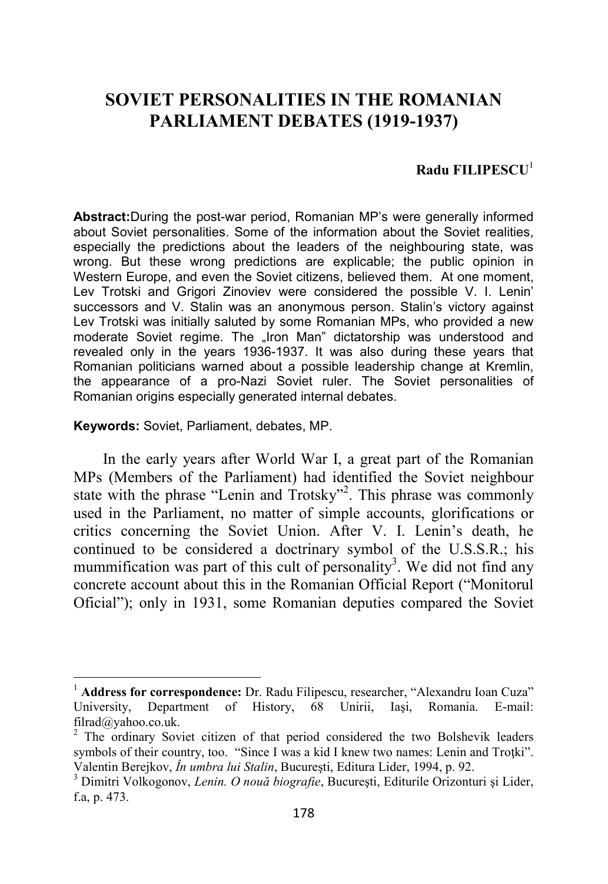# SOVIET PERSONALITIES IN THE ROMANIAN PARLIAMENT DEBATES (1919-1937)

**Radu FILIPESCU**[1]

**Abstract:** During the post-war period, Romanian MP's were generally informed about Soviet personalities. Some of the information about the Soviet realities, especially the predictions about the leaders of the neighbouring state, was wrong. But these wrong predictions are explicable; the public opinion in Western Europe, and even the Soviet citizens, believed them. At one moment, Lev Trotski and Grigori Zinoviev were considered the possible V. I. Lenin' successors and V. Stalin was an anonymous person. Stalin's victory against Lev Trotski was initially saluted by some Romanian MPs, who provided a new moderate Soviet regime. The „Iron Man" dictatorship was understood and revealed only in the years 1936-1937. It was also during these years that Romanian politicians warned about a possible leadership change at Kremlin, the appearance of a pro-Nazi Soviet ruler. The Soviet personalities of Romanian origins especially generated internal debates.

**Keywords:** Soviet, Parliament, debates, MP.

In the early years after World War I, a great part of the Romanian MPs (Members of the Parliament) had identified the Soviet neighbour state with the phrase "Lenin and Trotsky"[2]. This phrase was commonly used in the Parliament, no matter of simple accounts, glorifications or critics concerning the Soviet Union. After V. I. Lenin's death, he continued to be considered a doctrinary symbol of the U.S.S.R.; his mummification was part of this cult of personality[3]. We did not find any concrete account about this in the Romanian Official Report ("Monitorul Oficial"); only in 1931, some Romanian deputies compared the Soviet

---

[1] **Address for correspondence:** Dr. Radu Filipescu, researcher, "Alexandru Ioan Cuza" University, Department of History, 68 Unirii, Iaşi, Romania. E-mail: filrad@yahoo.co.uk.

[2] The ordinary Soviet citizen of that period considered the two Bolshevik leaders symbols of their country, too. "Since I was a kid I knew two names: Lenin and Troţki". Valentin Berejkov, *În umbra lui Stalin*, Bucureşti, Editura Lider, 1994, p. 92.

[3] Dimitri Volkogonov, *Lenin. O nouă biografie*, Bucureşti, Editurile Orizonturi şi Lider, f.a, p. 473.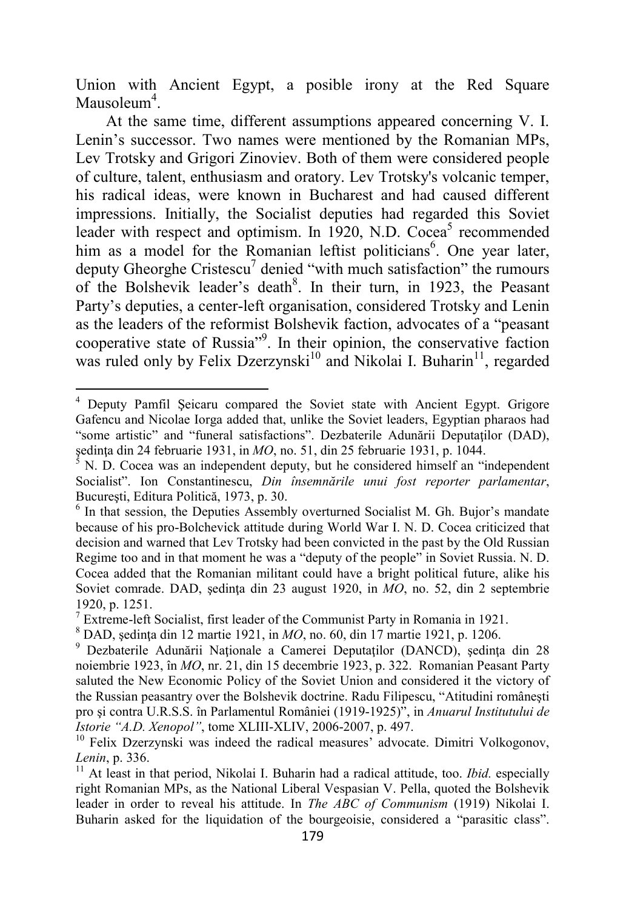Union with Ancient Egypt, a posible irony at the Red Square Mausoleum[4].

At the same time, different assumptions appeared concerning V. I. Lenin's successor. Two names were mentioned by the Romanian MPs, Lev Trotsky and Grigori Zinoviev. Both of them were considered people of culture, talent, enthusiasm and oratory. Lev Trotsky's volcanic temper, his radical ideas, were known in Bucharest and had caused different impressions. Initially, the Socialist deputies had regarded this Soviet leader with respect and optimism. In 1920, N.D. Cocea[5] recommended him as a model for the Romanian leftist politicians[6]. One year later, deputy Gheorghe Cristescu[7] denied "with much satisfaction" the rumours of the Bolshevik leader's death[8]. In their turn, in 1923, the Peasant Party's deputies, a center-left organisation, considered Trotsky and Lenin as the leaders of the reformist Bolshevik faction, advocates of a "peasant cooperative state of Russia"[9]. In their opinion, the conservative faction was ruled only by Felix Dzerzynski[10] and Nikolai I. Buharin[11], regarded

---

[4] Deputy Pamfil Şeicaru compared the Soviet state with Ancient Egypt. Grigore Gafencu and Nicolae Iorga added that, unlike the Soviet leaders, Egyptian pharaos had "some artistic" and "funeral satisfactions". Dezbaterile Adunării Deputaţilor (DAD), şedinţa din 24 februarie 1931, in *MO*, no. 51, din 25 februarie 1931, p. 1044.

[5] N. D. Cocea was an independent deputy, but he considered himself an "independent Socialist". Ion Constantinescu, *Din însemnările unui fost reporter parlamentar*, Bucureşti, Editura Politică, 1973, p. 30.

[6] In that session, the Deputies Assembly overturned Socialist M. Gh. Bujor's mandate because of his pro-Bolchevick attitude during World War I. N. D. Cocea criticized that decision and warned that Lev Trotsky had been convicted in the past by the Old Russian Regime too and in that moment he was a "deputy of the people" in Soviet Russia. N. D. Cocea added that the Romanian militant could have a bright political future, alike his Soviet comrade. DAD, şedinţa din 23 august 1920, in *MO*, no. 52, din 2 septembrie 1920, p. 1251.

[7] Extreme-left Socialist, first leader of the Communist Party in Romania in 1921.

[8] DAD, şedinţa din 12 martie 1921, in *MO*, no. 60, din 17 martie 1921, p. 1206.

[9] Dezbaterile Adunării Naţionale a Camerei Deputaţilor (DANCD), şedinţa din 28 noiembrie 1923, în *MO*, nr. 21, din 15 decembrie 1923, p. 322. Romanian Peasant Party saluted the New Economic Policy of the Soviet Union and considered it the victory of the Russian peasantry over the Bolshevik doctrine. Radu Filipescu, "Atitudini româneşti pro şi contra U.R.S.S. în Parlamentul României (1919-1925)", in *Anuarul Institutului de Istorie "A.D. Xenopol"*, tome XLIII-XLIV, 2006-2007, p. 497.

[10] Felix Dzerzynski was indeed the radical measures' advocate. Dimitri Volkogonov, *Lenin*, p. 336.

[11] At least in that period, Nikolai I. Buharin had a radical attitude, too. *Ibid.* especially right Romanian MPs, as the National Liberal Vespasian V. Pella, quoted the Bolshevik leader in order to reveal his attitude. In *The ABC of Communism* (1919) Nikolai I. Buharin asked for the liquidation of the bourgeoisie, considered a "parasitic class".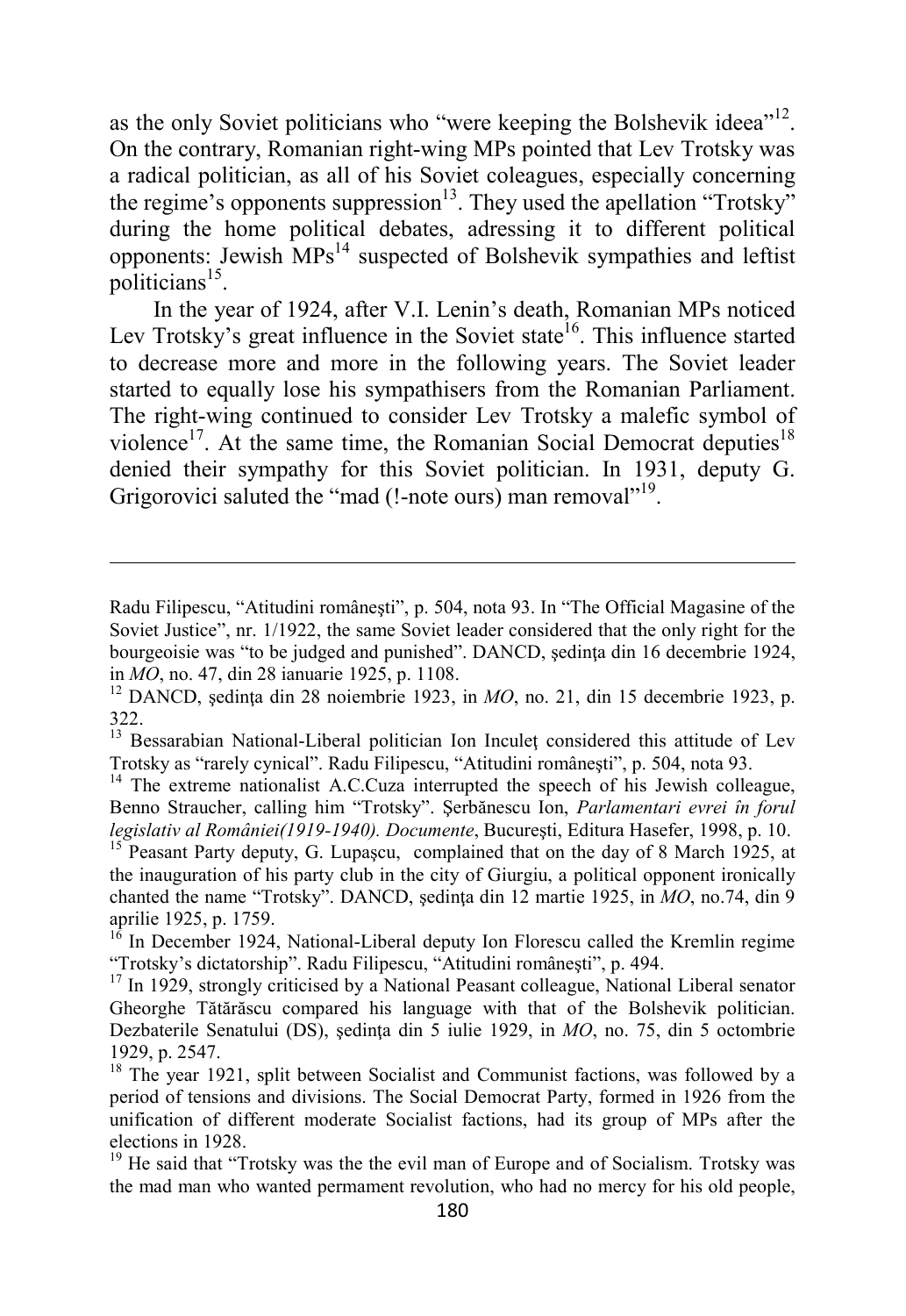as the only Soviet politicians who "were keeping the Bolshevik ideea"[12]. On the contrary, Romanian right-wing MPs pointed that Lev Trotsky was a radical politician, as all of his Soviet coleagues, especially concerning the regime's opponents suppression[13]. They used the apellation "Trotsky" during the home political debates, adressing it to different political opponents: Jewish MPs[14] suspected of Bolshevik sympathies and leftist politicians[15].

In the year of 1924, after V.I. Lenin's death, Romanian MPs noticed Lev Trotsky's great influence in the Soviet state[16]. This influence started to decrease more and more in the following years. The Soviet leader started to equally lose his sympathisers from the Romanian Parliament. The right-wing continued to consider Lev Trotsky a malefic symbol of violence[17]. At the same time, the Romanian Social Democrat deputies[18] denied their sympathy for this Soviet politician. In 1931, deputy G. Grigorovici saluted the "mad (!-note ours) man removal"[19].

---

Radu Filipescu, "Atitudini româneşti", p. 504, nota 93. In "The Official Magasine of the Soviet Justice", nr. 1/1922, the same Soviet leader considered that the only right for the bourgeoisie was "to be judged and punished". DANCD, şedinţa din 16 decembrie 1924, in *MO*, no. 47, din 28 ianuarie 1925, p. 1108.

[12] DANCD, şedinţa din 28 noiembrie 1923, in *MO*, no. 21, din 15 decembrie 1923, p. 322.

[13] Bessarabian National-Liberal politician Ion Inculeţ considered this attitude of Lev Trotsky as "rarely cynical". Radu Filipescu, "Atitudini româneşti", p. 504, nota 93.

[14] The extreme nationalist A.C.Cuza interrupted the speech of his Jewish colleague, Benno Straucher, calling him "Trotsky". Şerbănescu Ion, *Parlamentari evrei în forul legislativ al României(1919-1940). Documente*, Bucureşti, Editura Hasefer, 1998, p. 10.

[15] Peasant Party deputy, G. Lupaşcu, complained that on the day of 8 March 1925, at the inauguration of his party club in the city of Giurgiu, a political opponent ironically chanted the name "Trotsky". DANCD, şedinţa din 12 martie 1925, in *MO*, no.74, din 9 aprilie 1925, p. 1759.

[16] In December 1924, National-Liberal deputy Ion Florescu called the Kremlin regime "Trotsky's dictatorship". Radu Filipescu, "Atitudini româneşti", p. 494.

[17] In 1929, strongly criticised by a National Peasant colleague, National Liberal senator Gheorghe Tătărăscu compared his language with that of the Bolshevik politician. Dezbaterile Senatului (DS), şedinţa din 5 iulie 1929, in *MO*, no. 75, din 5 octombrie 1929, p. 2547.

[18] The year 1921, split between Socialist and Communist factions, was followed by a period of tensions and divisions. The Social Democrat Party, formed in 1926 from the unification of different moderate Socialist factions, had its group of MPs after the elections in 1928.

[19] He said that "Trotsky was the the evil man of Europe and of Socialism. Trotsky was the mad man who wanted permament revolution, who had no mercy for his old people,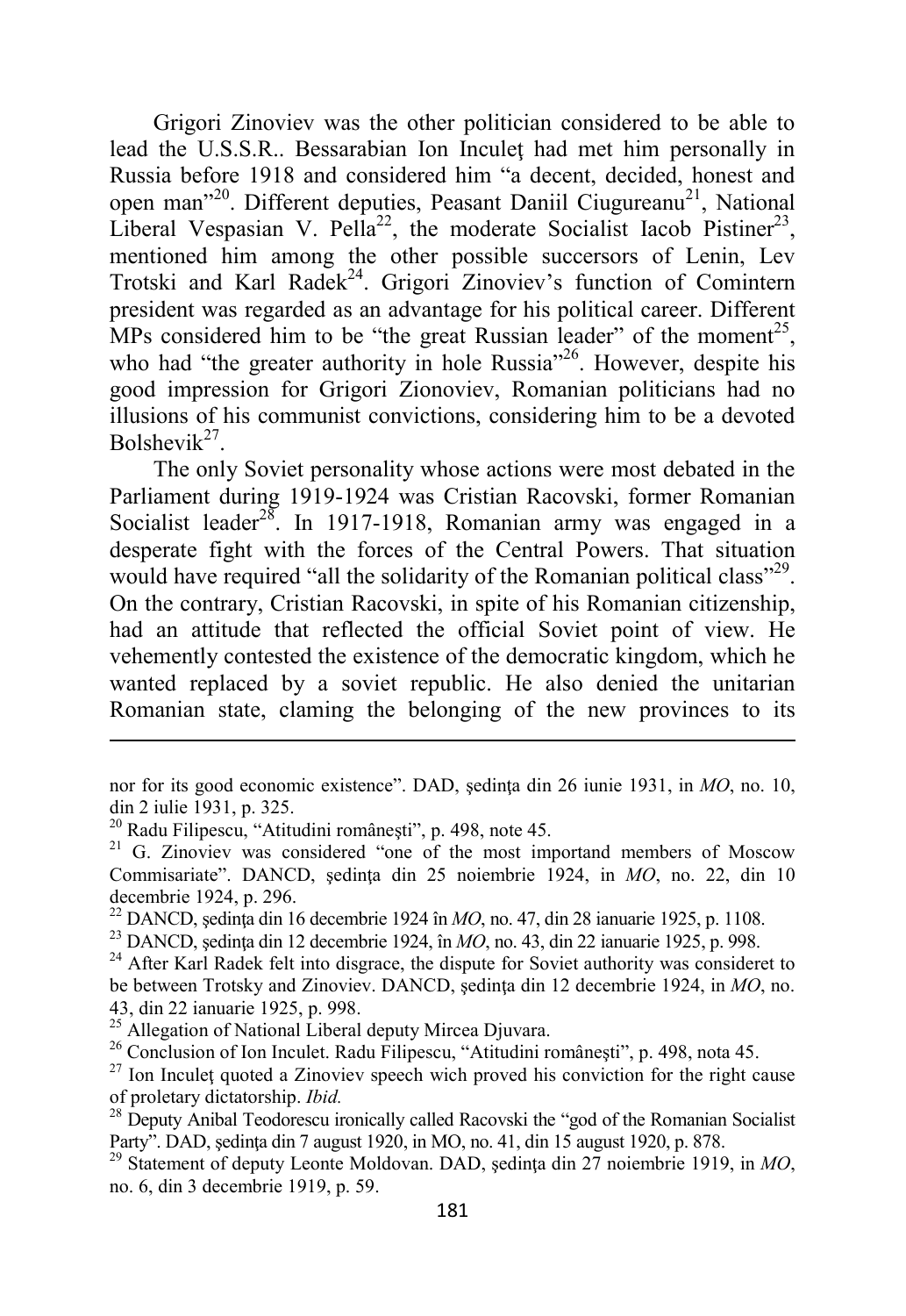Grigori Zinoviev was the other politician considered to be able to lead the U.S.S.R.. Bessarabian Ion Inculeţ had met him personally in Russia before 1918 and considered him "a decent, decided, honest and open man"[20]. Different deputies, Peasant Daniil Ciugureanu[21], National Liberal Vespasian V. Pella[22], the moderate Socialist Iacob Pistiner[23], mentioned him among the other possible succersors of Lenin, Lev Trotski and Karl Radek[24]. Grigori Zinoviev's function of Comintern president was regarded as an advantage for his political career. Different MPs considered him to be "the great Russian leader" of the moment[25], who had "the greater authority in hole Russia"[26]. However, despite his good impression for Grigori Zionoviev, Romanian politicians had no illusions of his communist convictions, considering him to be a devoted Bolshevik[27].

The only Soviet personality whose actions were most debated in the Parliament during 1919-1924 was Cristian Racovski, former Romanian Socialist leader[28]. In 1917-1918, Romanian army was engaged in a desperate fight with the forces of the Central Powers. That situation would have required "all the solidarity of the Romanian political class"[29]. On the contrary, Cristian Racovski, in spite of his Romanian citizenship, had an attitude that reflected the official Soviet point of view. He vehemently contested the existence of the democratic kingdom, which he wanted replaced by a soviet republic. He also denied the unitarian Romanian state, claming the belonging of the new provinces to its

---

nor for its good economic existence". DAD, şedinţa din 26 iunie 1931, in *MO*, no. 10, din 2 iulie 1931, p. 325.

[20] Radu Filipescu, "Atitudini româneşti", p. 498, note 45.

[21] G. Zinoviev was considered "one of the most importand members of Moscow Commisariate". DANCD, şedinţa din 25 noiembrie 1924, in *MO*, no. 22, din 10 decembrie 1924, p. 296.

[22] DANCD, şedinţa din 16 decembrie 1924 în *MO*, no. 47, din 28 ianuarie 1925, p. 1108.

[23] DANCD, şedinţa din 12 decembrie 1924, în *MO*, no. 43, din 22 ianuarie 1925, p. 998.

[24] After Karl Radek felt into disgrace, the dispute for Soviet authority was consideret to be between Trotsky and Zinoviev. DANCD, şedinţa din 12 decembrie 1924, in *MO*, no. 43, din 22 ianuarie 1925, p. 998.

[25] Allegation of National Liberal deputy Mircea Djuvara.

[26] Conclusion of Ion Inculet. Radu Filipescu, "Atitudini româneşti", p. 498, nota 45.

[27] Ion Inculeţ quoted a Zinoviev speech wich proved his conviction for the right cause of proletary dictatorship. *Ibid.*

[28] Deputy Anibal Teodorescu ironically called Racovski the "god of the Romanian Socialist Party". DAD, şedinţa din 7 august 1920, in MO, no. 41, din 15 august 1920, p. 878.

[29] Statement of deputy Leonte Moldovan. DAD, şedinţa din 27 noiembrie 1919, in *MO*, no. 6, din 3 decembrie 1919, p. 59.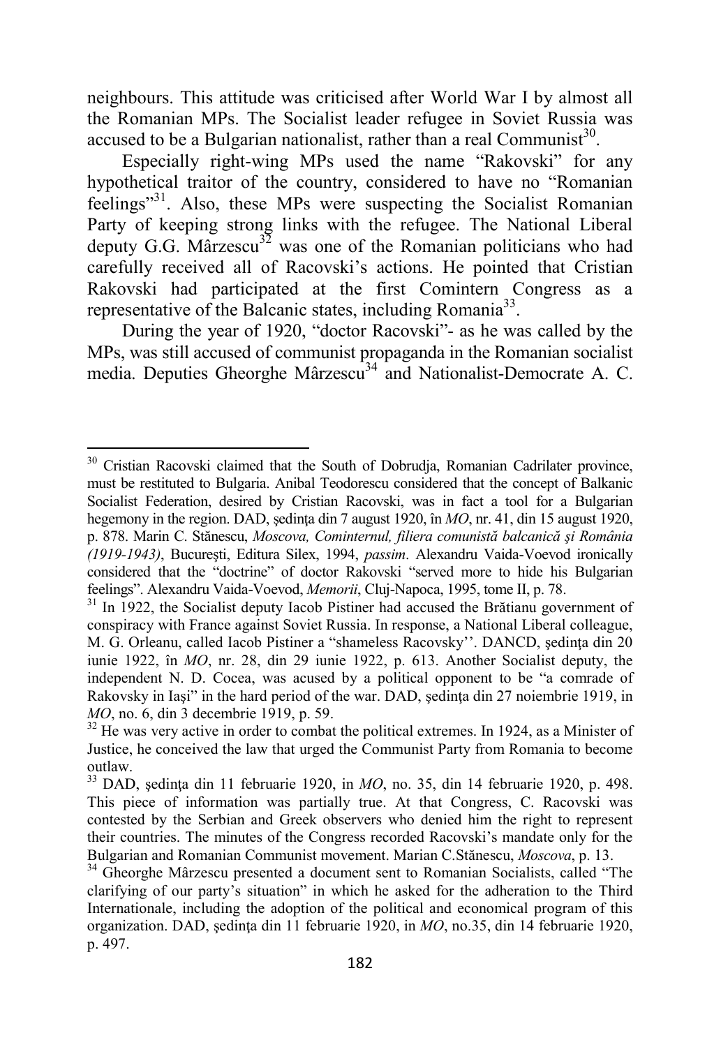neighbours. This attitude was criticised after World War I by almost all the Romanian MPs. The Socialist leader refugee in Soviet Russia was accused to be a Bulgarian nationalist, rather than a real Communist[30].

Especially right-wing MPs used the name "Rakovski" for any hypothetical traitor of the country, considered to have no "Romanian feelings"[31]. Also, these MPs were suspecting the Socialist Romanian Party of keeping strong links with the refugee. The National Liberal deputy G.G. Mârzescu[32] was one of the Romanian politicians who had carefully received all of Racovski's actions. He pointed that Cristian Rakovski had participated at the first Comintern Congress as a representative of the Balcanic states, including Romania[33].

During the year of 1920, "doctor Racovski"- as he was called by the MPs, was still accused of communist propaganda in the Romanian socialist media. Deputies Gheorghe Mârzescu[34] and Nationalist-Democrate A. C.

---

[30] Cristian Racovski claimed that the South of Dobrudja, Romanian Cadrilater province, must be restituted to Bulgaria. Anibal Teodorescu considered that the concept of Balkanic Socialist Federation, desired by Cristian Racovski, was in fact a tool for a Bulgarian hegemony in the region. DAD, şedinţa din 7 august 1920, în *MO*, nr. 41, din 15 august 1920, p. 878. Marin C. Stănescu, *Moscova, Cominternul, filiera comunistă balcanică şi România (1919-1943)*, Bucureşti, Editura Silex, 1994, *passim*. Alexandru Vaida-Voevod ironically considered that the "doctrine" of doctor Rakovski "served more to hide his Bulgarian feelings". Alexandru Vaida-Voevod, *Memorii*, Cluj-Napoca, 1995, tome II, p. 78.

[31] In 1922, the Socialist deputy Iacob Pistiner had accused the Brătianu government of conspiracy with France against Soviet Russia. In response, a National Liberal colleague, M. G. Orleanu, called Iacob Pistiner a "shameless Racovsky''. DANCD, şedinţa din 20 iunie 1922, în *MO*, nr. 28, din 29 iunie 1922, p. 613. Another Socialist deputy, the independent N. D. Cocea, was acused by a political opponent to be "a comrade of Rakovsky in Iaşi" in the hard period of the war. DAD, şedinţa din 27 noiembrie 1919, in *MO*, no. 6, din 3 decembrie 1919, p. 59.

[32] He was very active in order to combat the political extremes. In 1924, as a Minister of Justice, he conceived the law that urged the Communist Party from Romania to become outlaw.

[33] DAD, şedinţa din 11 februarie 1920, in *MO*, no. 35, din 14 februarie 1920, p. 498. This piece of information was partially true. At that Congress, C. Racovski was contested by the Serbian and Greek observers who denied him the right to represent their countries. The minutes of the Congress recorded Racovski's mandate only for the Bulgarian and Romanian Communist movement. Marian C.Stănescu, *Moscova*, p. 13.

[34] Gheorghe Mârzescu presented a document sent to Romanian Socialists, called "The clarifying of our party's situation" in which he asked for the adheration to the Third Internationale, including the adoption of the political and economical program of this organization. DAD, şedinţa din 11 februarie 1920, in *MO*, no.35, din 14 februarie 1920, p. 497.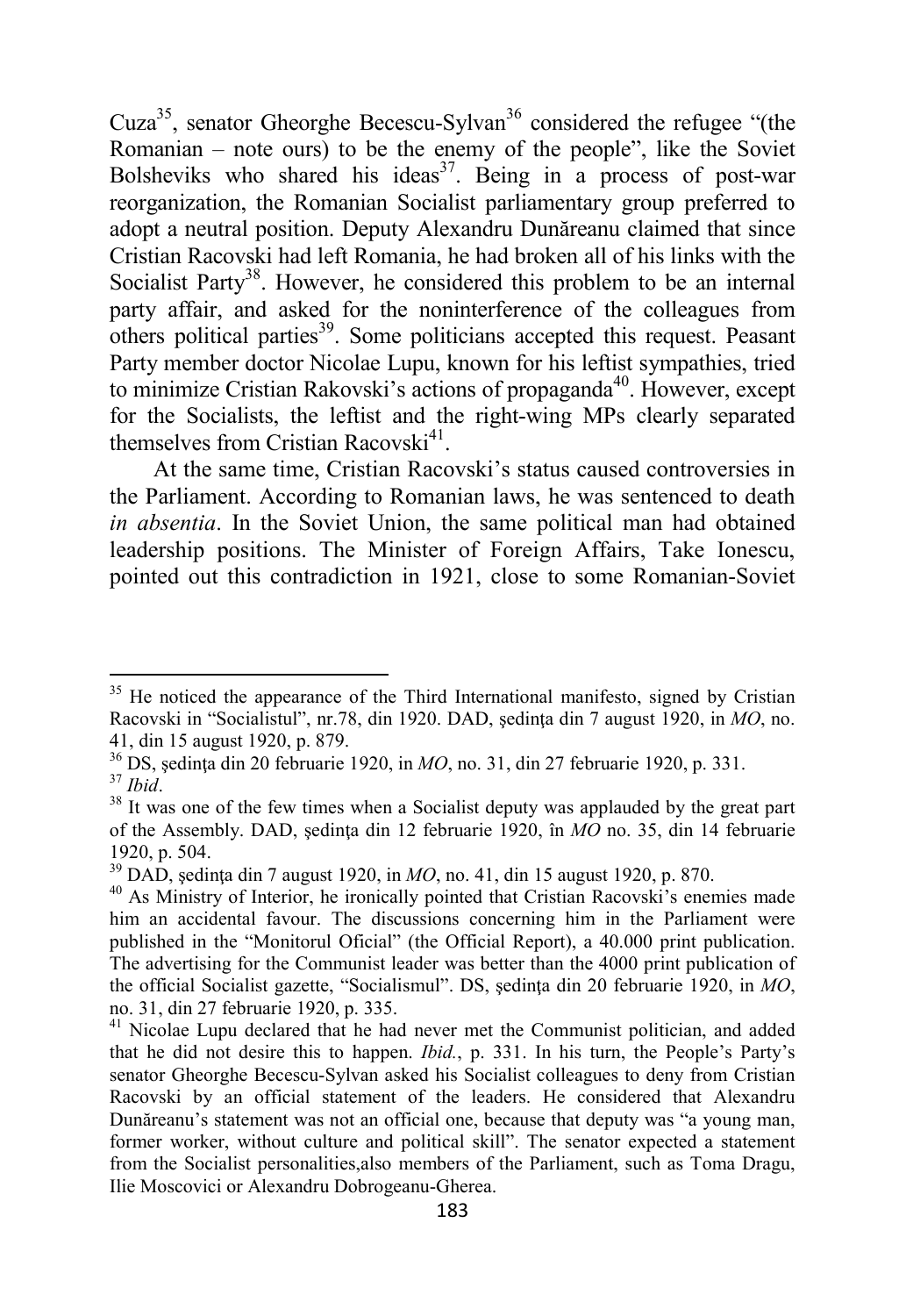Cuza[35], senator Gheorghe Becescu-Sylvan[36] considered the refugee "(the Romanian – note ours) to be the enemy of the people", like the Soviet Bolsheviks who shared his ideas[37]. Being in a process of post-war reorganization, the Romanian Socialist parliamentary group preferred to adopt a neutral position. Deputy Alexandru Dunăreanu claimed that since Cristian Racovski had left Romania, he had broken all of his links with the Socialist Party[38]. However, he considered this problem to be an internal party affair, and asked for the noninterference of the colleagues from others political parties[39]. Some politicians accepted this request. Peasant Party member doctor Nicolae Lupu, known for his leftist sympathies, tried to minimize Cristian Rakovski's actions of propaganda[40]. However, except for the Socialists, the leftist and the right-wing MPs clearly separated themselves from Cristian Racovski[41].

At the same time, Cristian Racovski's status caused controversies in the Parliament. According to Romanian laws, he was sentenced to death *in absentia*. In the Soviet Union, the same political man had obtained leadership positions. The Minister of Foreign Affairs, Take Ionescu, pointed out this contradiction in 1921, close to some Romanian-Soviet

---

[35] He noticed the appearance of the Third International manifesto, signed by Cristian Racovski in "Socialistul", nr.78, din 1920. DAD, şedinţa din 7 august 1920, in *MO*, no. 41, din 15 august 1920, p. 879.

[36] DS, şedinţa din 20 februarie 1920, in *MO*, no. 31, din 27 februarie 1920, p. 331.

[37] *Ibid*.

[38] It was one of the few times when a Socialist deputy was applauded by the great part of the Assembly. DAD, şedinţa din 12 februarie 1920, în *MO* no. 35, din 14 februarie 1920, p. 504.

[39] DAD, şedinţa din 7 august 1920, in *MO*, no. 41, din 15 august 1920, p. 870.

[40] As Ministry of Interior, he ironically pointed that Cristian Racovski's enemies made him an accidental favour. The discussions concerning him in the Parliament were published in the "Monitorul Oficial" (the Official Report), a 40.000 print publication. The advertising for the Communist leader was better than the 4000 print publication of the official Socialist gazette, "Socialismul". DS, şedinţa din 20 februarie 1920, in *MO*, no. 31, din 27 februarie 1920, p. 335.

[41] Nicolae Lupu declared that he had never met the Communist politician, and added that he did not desire this to happen. *Ibid.*, p. 331. In his turn, the People's Party's senator Gheorghe Becescu-Sylvan asked his Socialist colleagues to deny from Cristian Racovski by an official statement of the leaders. He considered that Alexandru Dunăreanu's statement was not an official one, because that deputy was "a young man, former worker, without culture and political skill". The senator expected a statement from the Socialist personalities,also members of the Parliament, such as Toma Dragu, Ilie Moscovici or Alexandru Dobrogeanu-Gherea.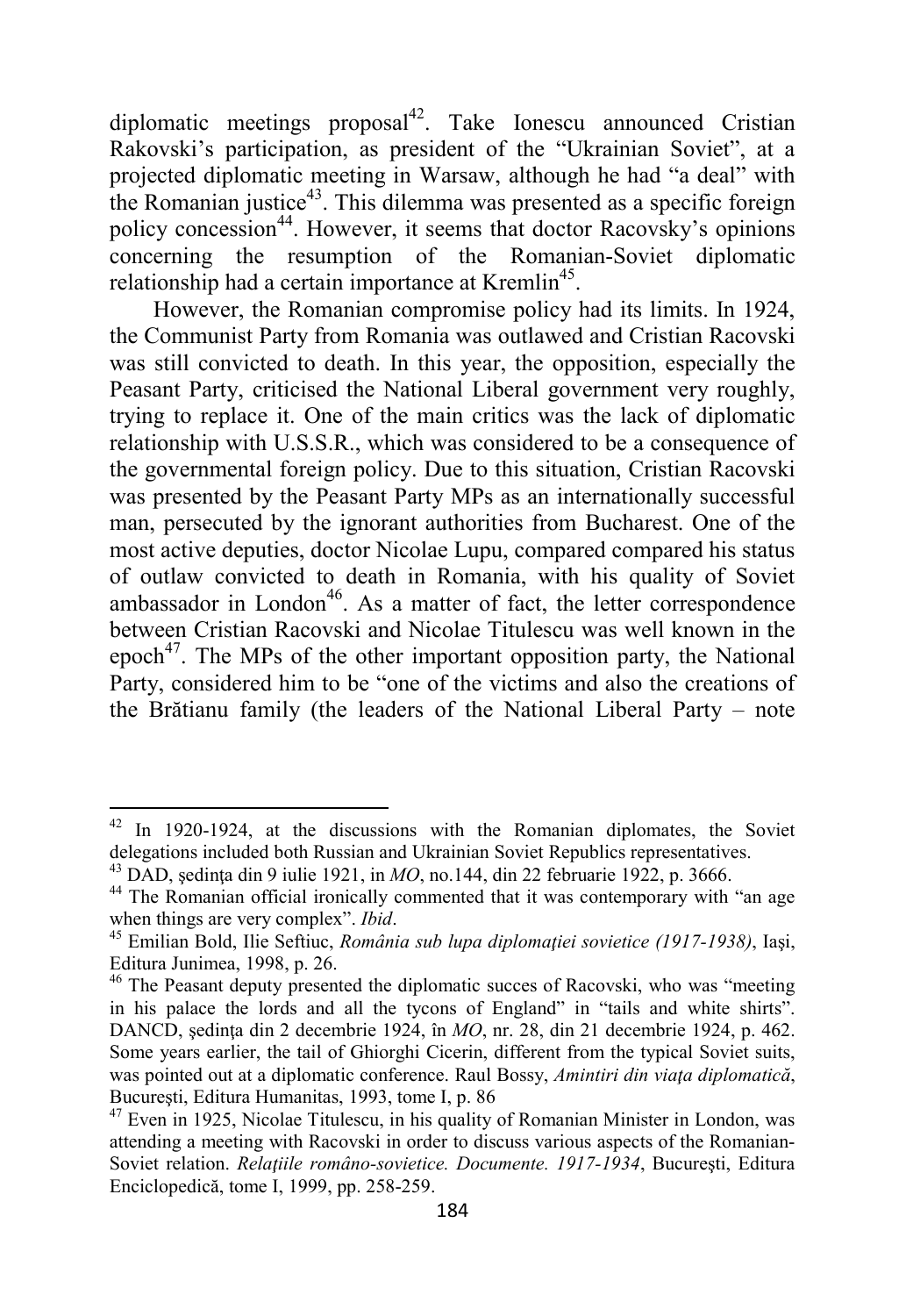diplomatic meetings proposal[42]. Take Ionescu announced Cristian Rakovski's participation, as president of the "Ukrainian Soviet", at a projected diplomatic meeting in Warsaw, although he had "a deal" with the Romanian justice[43]. This dilemma was presented as a specific foreign policy concession[44]. However, it seems that doctor Racovsky's opinions concerning the resumption of the Romanian-Soviet diplomatic relationship had a certain importance at Kremlin[45].

However, the Romanian compromise policy had its limits. In 1924, the Communist Party from Romania was outlawed and Cristian Racovski was still convicted to death. In this year, the opposition, especially the Peasant Party, criticised the National Liberal government very roughly, trying to replace it. One of the main critics was the lack of diplomatic relationship with U.S.S.R., which was considered to be a consequence of the governmental foreign policy. Due to this situation, Cristian Racovski was presented by the Peasant Party MPs as an internationally successful man, persecuted by the ignorant authorities from Bucharest. One of the most active deputies, doctor Nicolae Lupu, compared compared his status of outlaw convicted to death in Romania, with his quality of Soviet ambassador in London[46]. As a matter of fact, the letter correspondence between Cristian Racovski and Nicolae Titulescu was well known in the epoch[47]. The MPs of the other important opposition party, the National Party, considered him to be "one of the victims and also the creations of the Brătianu family (the leaders of the National Liberal Party – note

---

[42] In 1920-1924, at the discussions with the Romanian diplomates, the Soviet delegations included both Russian and Ukrainian Soviet Republics representatives.

[43] DAD, şedinţa din 9 iulie 1921, in *MO*, no.144, din 22 februarie 1922, p. 3666.

[44] The Romanian official ironically commented that it was contemporary with "an age when things are very complex". *Ibid*.

[45] Emilian Bold, Ilie Seftiuc, *România sub lupa diplomaţiei sovietice (1917-1938)*, Iaşi, Editura Junimea, 1998, p. 26.

[46] The Peasant deputy presented the diplomatic succes of Racovski, who was "meeting in his palace the lords and all the tycons of England" in "tails and white shirts". DANCD, şedinţa din 2 decembrie 1924, în *MO*, nr. 28, din 21 decembrie 1924, p. 462. Some years earlier, the tail of Ghiorghi Cicerin, different from the typical Soviet suits, was pointed out at a diplomatic conference. Raul Bossy, *Amintiri din viaţa diplomatică*, Bucureşti, Editura Humanitas, 1993, tome I, p. 86

[47] Even in 1925, Nicolae Titulescu, in his quality of Romanian Minister in London, was attending a meeting with Racovski in order to discuss various aspects of the Romanian-Soviet relation. *Relaţiile româno-sovietice. Documente. 1917-1934*, Bucureşti, Editura Enciclopedică, tome I, 1999, pp. 258-259.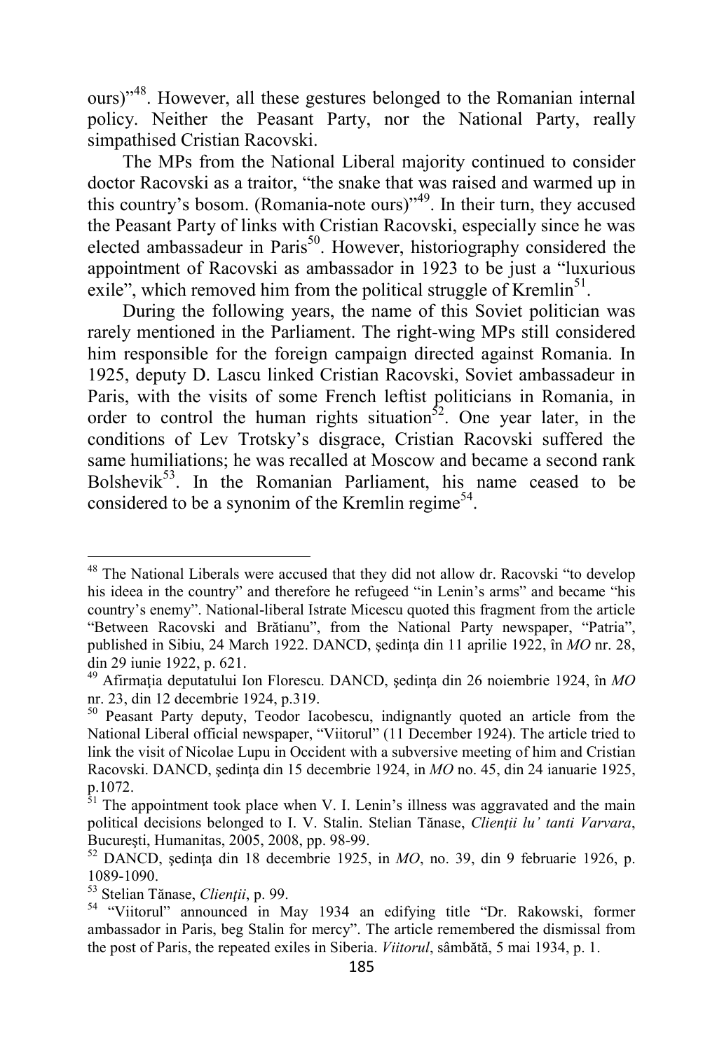ours)"[48]. However, all these gestures belonged to the Romanian internal policy. Neither the Peasant Party, nor the National Party, really simpathised Cristian Racovski.

The MPs from the National Liberal majority continued to consider doctor Racovski as a traitor, "the snake that was raised and warmed up in this country's bosom. (Romania-note ours)"[49]. In their turn, they accused the Peasant Party of links with Cristian Racovski, especially since he was elected ambassadeur in Paris[50]. However, historiography considered the appointment of Racovski as ambassador in 1923 to be just a "luxurious exile", which removed him from the political struggle of Kremlin[51].

During the following years, the name of this Soviet politician was rarely mentioned in the Parliament. The right-wing MPs still considered him responsible for the foreign campaign directed against Romania. In 1925, deputy D. Lascu linked Cristian Racovski, Soviet ambassadeur in Paris, with the visits of some French leftist politicians in Romania, in order to control the human rights situation[52]. One year later, in the conditions of Lev Trotsky's disgrace, Cristian Racovski suffered the same humiliations; he was recalled at Moscow and became a second rank Bolshevik[53]. In the Romanian Parliament, his name ceased to be considered to be a synonim of the Kremlin regime[54].

---

[48] The National Liberals were accused that they did not allow dr. Racovski "to develop his ideea in the country" and therefore he refugeed "in Lenin's arms" and became "his country's enemy". National-liberal Istrate Micescu quoted this fragment from the article "Between Racovski and Brătianu", from the National Party newspaper, "Patria", published in Sibiu, 24 March 1922. DANCD, şedinţa din 11 aprilie 1922, în *MO* nr. 28, din 29 iunie 1922, p. 621.

[49] Afirmaţia deputatului Ion Florescu. DANCD, şedinţa din 26 noiembrie 1924, în *MO* nr. 23, din 12 decembrie 1924, p.319.

[50] Peasant Party deputy, Teodor Iacobescu, indignantly quoted an article from the National Liberal official newspaper, "Viitorul" (11 December 1924). The article tried to link the visit of Nicolae Lupu in Occident with a subversive meeting of him and Cristian Racovski. DANCD, şedinţa din 15 decembrie 1924, in *MO* no. 45, din 24 ianuarie 1925, p.1072.

[51] The appointment took place when V. I. Lenin's illness was aggravated and the main political decisions belonged to I. V. Stalin. Stelian Tănase, *Clienţii lu' tanti Varvara*, Bucureşti, Humanitas, 2005, 2008, pp. 98-99.

[52] DANCD, şedinţa din 18 decembrie 1925, in *MO*, no. 39, din 9 februarie 1926, p. 1089-1090.

[53] Stelian Tănase, *Clienţii*, p. 99.

[54] "Viitorul" announced in May 1934 an edifying title "Dr. Rakowski, former ambassador in Paris, beg Stalin for mercy". The article remembered the dismissal from the post of Paris, the repeated exiles in Siberia. *Viitorul*, sâmbătă, 5 mai 1934, p. 1.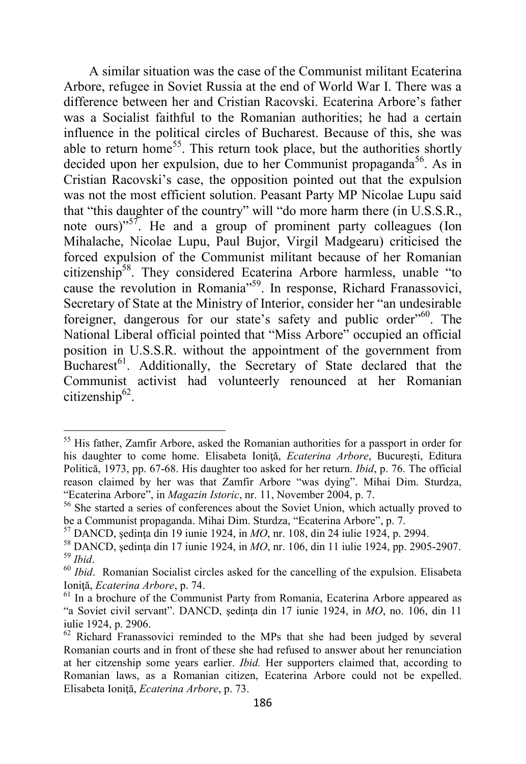A similar situation was the case of the Communist militant Ecaterina Arbore, refugee in Soviet Russia at the end of World War I. There was a difference between her and Cristian Racovski. Ecaterina Arbore's father was a Socialist faithful to the Romanian authorities; he had a certain influence in the political circles of Bucharest. Because of this, she was able to return home[55]. This return took place, but the authorities shortly decided upon her expulsion, due to her Communist propaganda[56]. As in Cristian Racovski's case, the opposition pointed out that the expulsion was not the most efficient solution. Peasant Party MP Nicolae Lupu said that "this daughter of the country" will "do more harm there (in U.S.S.R., note ours)"[57]. He and a group of prominent party colleagues (Ion Mihalache, Nicolae Lupu, Paul Bujor, Virgil Madgearu) criticised the forced expulsion of the Communist militant because of her Romanian citizenship[58]. They considered Ecaterina Arbore harmless, unable "to cause the revolution in Romania"[59]. In response, Richard Franassovici, Secretary of State at the Ministry of Interior, consider her "an undesirable foreigner, dangerous for our state's safety and public order"[60]. The National Liberal official pointed that "Miss Arbore" occupied an official position in U.S.S.R. without the appointment of the government from Bucharest[61]. Additionally, the Secretary of State declared that the Communist activist had volunteerly renounced at her Romanian citizenship[62].

---

[55] His father, Zamfir Arbore, asked the Romanian authorities for a passport in order for his daughter to come home. Elisabeta Ioniţă, *Ecaterina Arbore*, Bucureşti, Editura Politică, 1973, pp. 67-68. His daughter too asked for her return. *Ibid*, p. 76. The official reason claimed by her was that Zamfir Arbore "was dying". Mihai Dim. Sturdza, "Ecaterina Arbore", in *Magazin Istoric*, nr. 11, November 2004, p. 7.

[56] She started a series of conferences about the Soviet Union, which actually proved to be a Communist propaganda. Mihai Dim. Sturdza, "Ecaterina Arbore", p. 7.

[57] DANCD, şedinţa din 19 iunie 1924, in *MO*, nr. 108, din 24 iulie 1924, p. 2994.

[58] DANCD, şedinţa din 17 iunie 1924, in *MO*, nr. 106, din 11 iulie 1924, pp. 2905-2907.

[59] *Ibid*.

[60] *Ibid*. Romanian Socialist circles asked for the cancelling of the expulsion. Elisabeta Ioniţă, *Ecaterina Arbore*, p. 74.

[61] In a brochure of the Communist Party from Romania, Ecaterina Arbore appeared as "a Soviet civil servant". DANCD, şedinţa din 17 iunie 1924, in *MO*, no. 106, din 11 iulie 1924, p. 2906.

[62] Richard Franassovici reminded to the MPs that she had been judged by several Romanian courts and in front of these she had refused to answer about her renunciation at her citzenship some years earlier. *Ibid.* Her supporters claimed that, according to Romanian laws, as a Romanian citizen, Ecaterina Arbore could not be expelled. Elisabeta Ioniţă, *Ecaterina Arbore*, p. 73.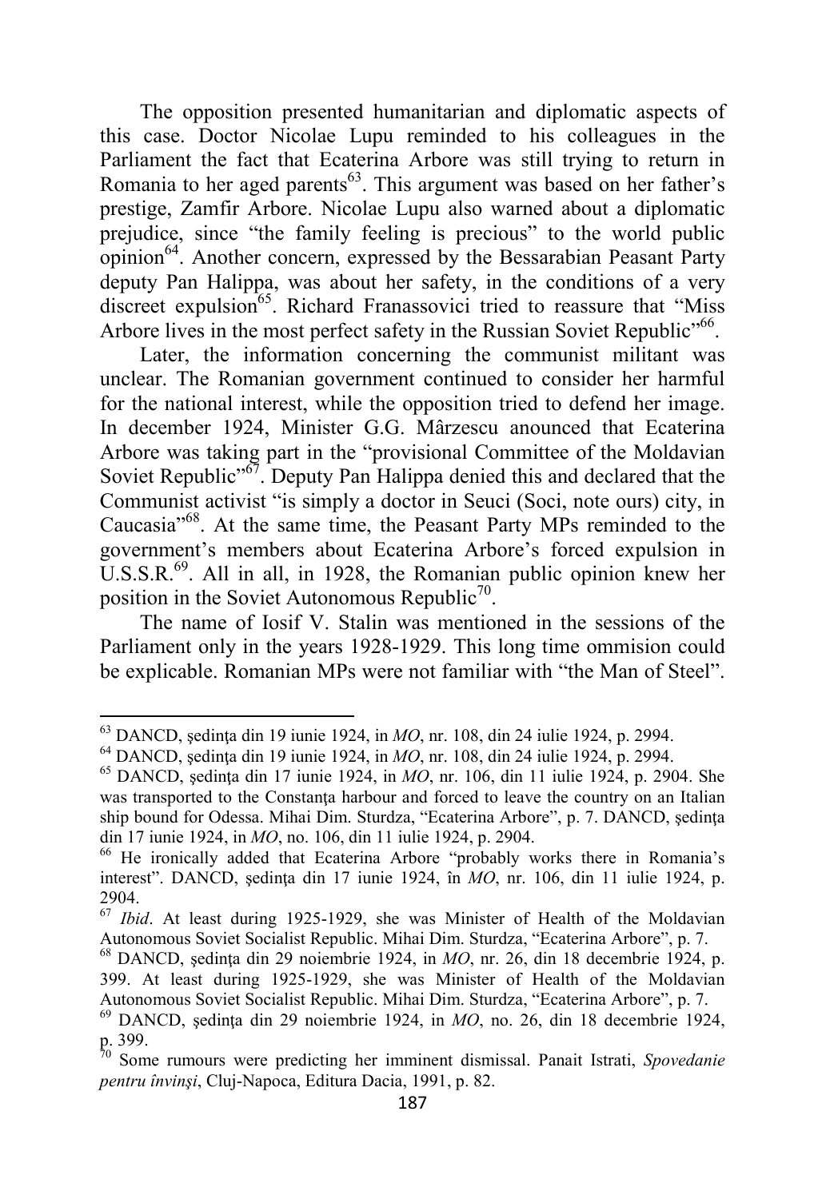The opposition presented humanitarian and diplomatic aspects of this case. Doctor Nicolae Lupu reminded to his colleagues in the Parliament the fact that Ecaterina Arbore was still trying to return in Romania to her aged parents[63]. This argument was based on her father's prestige, Zamfir Arbore. Nicolae Lupu also warned about a diplomatic prejudice, since "the family feeling is precious" to the world public opinion[64]. Another concern, expressed by the Bessarabian Peasant Party deputy Pan Halippa, was about her safety, in the conditions of a very discreet expulsion[65]. Richard Franassovici tried to reassure that "Miss Arbore lives in the most perfect safety in the Russian Soviet Republic"[66].

Later, the information concerning the communist militant was unclear. The Romanian government continued to consider her harmful for the national interest, while the opposition tried to defend her image. In december 1924, Minister G.G. Mârzescu anounced that Ecaterina Arbore was taking part in the "provisional Committee of the Moldavian Soviet Republic"[67]. Deputy Pan Halippa denied this and declared that the Communist activist "is simply a doctor in Seuci (Soci, note ours) city, in Caucasia"[68]. At the same time, the Peasant Party MPs reminded to the government's members about Ecaterina Arbore's forced expulsion in U.S.S.R.[69]. All in all, in 1928, the Romanian public opinion knew her position in the Soviet Autonomous Republic[70].

The name of Iosif V. Stalin was mentioned in the sessions of the Parliament only in the years 1928-1929. This long time ommision could be explicable. Romanian MPs were not familiar with "the Man of Steel".

---

[63] DANCD, şedinţa din 19 iunie 1924, in *MO*, nr. 108, din 24 iulie 1924, p. 2994.

[64] DANCD, şedinţa din 19 iunie 1924, in *MO*, nr. 108, din 24 iulie 1924, p. 2994.

[65] DANCD, şedinţa din 17 iunie 1924, in *MO*, nr. 106, din 11 iulie 1924, p. 2904. She was transported to the Constanţa harbour and forced to leave the country on an Italian ship bound for Odessa. Mihai Dim. Sturdza, "Ecaterina Arbore", p. 7. DANCD, şedinţa din 17 iunie 1924, in *MO*, no. 106, din 11 iulie 1924, p. 2904.

[66] He ironically added that Ecaterina Arbore "probably works there in Romania's interest". DANCD, şedinţa din 17 iunie 1924, în *MO*, nr. 106, din 11 iulie 1924, p. 2904.

[67] *Ibid*. At least during 1925-1929, she was Minister of Health of the Moldavian Autonomous Soviet Socialist Republic. Mihai Dim. Sturdza, "Ecaterina Arbore", p. 7.

[68] DANCD, şedinţa din 29 noiembrie 1924, in *MO*, nr. 26, din 18 decembrie 1924, p. 399. At least during 1925-1929, she was Minister of Health of the Moldavian Autonomous Soviet Socialist Republic. Mihai Dim. Sturdza, "Ecaterina Arbore", p. 7.

[69] DANCD, şedinţa din 29 noiembrie 1924, in *MO*, no. 26, din 18 decembrie 1924, p. 399.

[70] Some rumours were predicting her imminent dismissal. Panait Istrati, *Spovedanie pentru învinşi*, Cluj-Napoca, Editura Dacia, 1991, p. 82.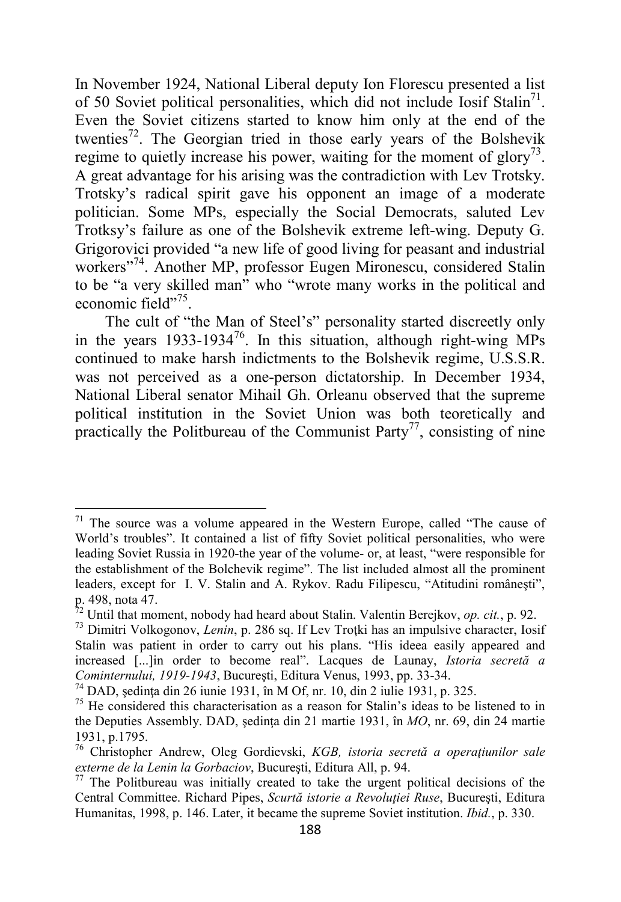In November 1924, National Liberal deputy Ion Florescu presented a list of 50 Soviet political personalities, which did not include Iosif Stalin[71]. Even the Soviet citizens started to know him only at the end of the twenties[72]. The Georgian tried in those early years of the Bolshevik regime to quietly increase his power, waiting for the moment of glory[73]. A great advantage for his arising was the contradiction with Lev Trotsky. Trotsky's radical spirit gave his opponent an image of a moderate politician. Some MPs, especially the Social Democrats, saluted Lev Trotksy's failure as one of the Bolshevik extreme left-wing. Deputy G. Grigorovici provided "a new life of good living for peasant and industrial workers"[74]. Another MP, professor Eugen Mironescu, considered Stalin to be "a very skilled man" who "wrote many works in the political and economic field"[75].

The cult of "the Man of Steel's" personality started discreetly only in the years 1933-1934[76]. In this situation, although right-wing MPs continued to make harsh indictments to the Bolshevik regime, U.S.S.R. was not perceived as a one-person dictatorship. In December 1934, National Liberal senator Mihail Gh. Orleanu observed that the supreme political institution in the Soviet Union was both theoretically and practically the Politbureau of the Communist Party[77], consisting of nine

---

[71] The source was a volume appeared in the Western Europe, called "The cause of World's troubles". It contained a list of fifty Soviet political personalities, who were leading Soviet Russia in 1920-the year of the volume- or, at least, "were responsible for the establishment of the Bolchevik regime". The list included almost all the prominent leaders, except for I. V. Stalin and A. Rykov. Radu Filipescu, "Atitudini româneşti", p. 498, nota 47.

[72] Until that moment, nobody had heard about Stalin. Valentin Berejkov, *op. cit.*, p. 92.

[73] Dimitri Volkogonov, *Lenin*, p. 286 sq. If Lev Troţki has an impulsive character, Iosif Stalin was patient in order to carry out his plans. "His ideea easily appeared and increased [...]in order to become real". Lacques de Launay, *Istoria secretă a Cominternului, 1919-1943*, Bucureşti, Editura Venus, 1993, pp. 33-34.

[74] DAD, şedinţa din 26 iunie 1931, în M Of, nr. 10, din 2 iulie 1931, p. 325.

[75] He considered this characterisation as a reason for Stalin's ideas to be listened to in the Deputies Assembly. DAD, şedinţa din 21 martie 1931, în *MO*, nr. 69, din 24 martie 1931, p.1795.

[76] Christopher Andrew, Oleg Gordievski, *KGB, istoria secretă a operaţiunilor sale externe de la Lenin la Gorbaciov*, Bucureşti, Editura All, p. 94.

[77] The Politbureau was initially created to take the urgent political decisions of the Central Committee. Richard Pipes, *Scurtă istorie a Revoluţiei Ruse*, Bucureşti, Editura Humanitas, 1998, p. 146. Later, it became the supreme Soviet institution. *Ibid.*, p. 330.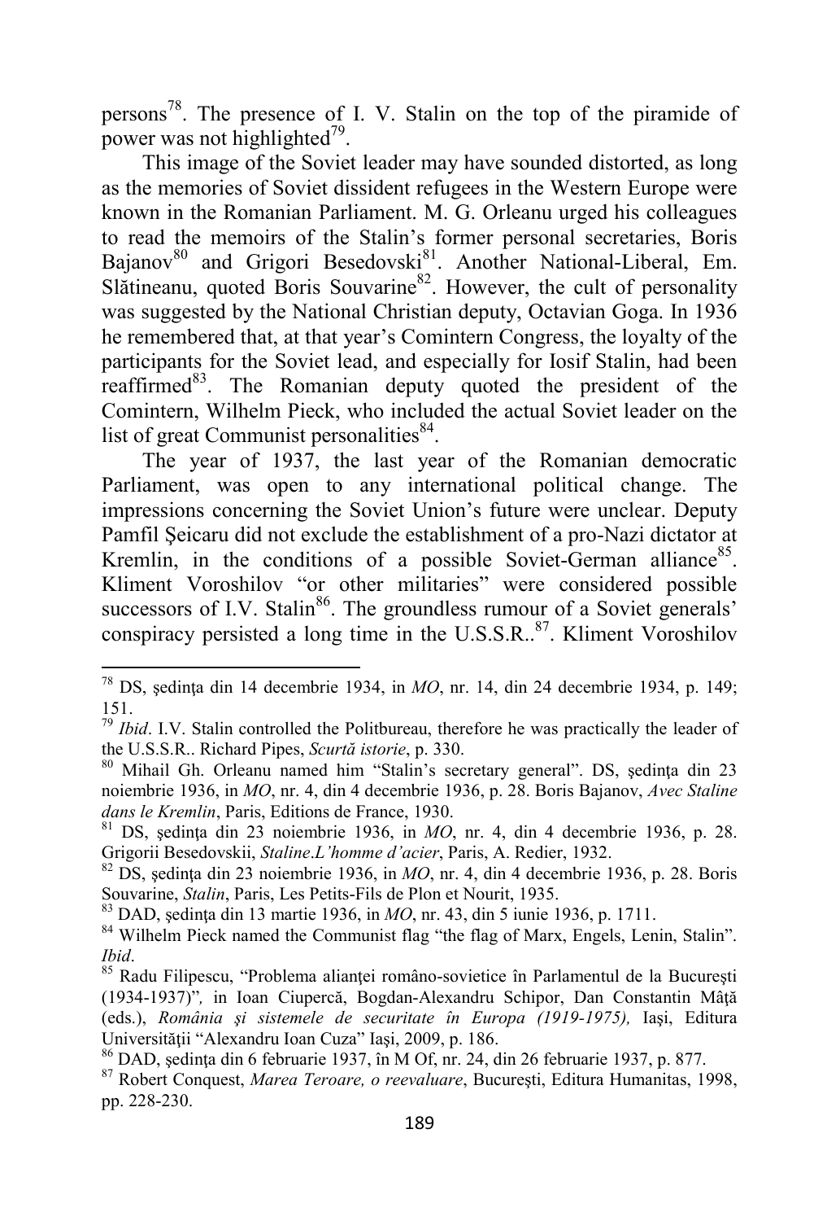persons[78]. The presence of I. V. Stalin on the top of the piramide of power was not highlighted[79].

This image of the Soviet leader may have sounded distorted, as long as the memories of Soviet dissident refugees in the Western Europe were known in the Romanian Parliament. M. G. Orleanu urged his colleagues to read the memoirs of the Stalin's former personal secretaries, Boris Bajanov[80] and Grigori Besedovski[81]. Another National-Liberal, Em. Slătineanu, quoted Boris Souvarine[82]. However, the cult of personality was suggested by the National Christian deputy, Octavian Goga. In 1936 he remembered that, at that year's Comintern Congress, the loyalty of the participants for the Soviet lead, and especially for Iosif Stalin, had been reaffirmed[83]. The Romanian deputy quoted the president of the Comintern, Wilhelm Pieck, who included the actual Soviet leader on the list of great Communist personalities[84].

The year of 1937, the last year of the Romanian democratic Parliament, was open to any international political change. The impressions concerning the Soviet Union's future were unclear. Deputy Pamfil Șeicaru did not exclude the establishment of a pro-Nazi dictator at Kremlin, in the conditions of a possible Soviet-German alliance[85]. Kliment Voroshilov "or other militaries" were considered possible successors of I.V. Stalin[86]. The groundless rumour of a Soviet generals' conspiracy persisted a long time in the U.S.S.R..[87]. Kliment Voroshilov

---

[78] DS, ședința din 14 decembrie 1934, in *MO*, nr. 14, din 24 decembrie 1934, p. 149; 151.

[79] *Ibid*. I.V. Stalin controlled the Politbureau, therefore he was practically the leader of the U.S.S.R.. Richard Pipes, *Scurtă istorie*, p. 330.

[80] Mihail Gh. Orleanu named him "Stalin's secretary general". DS, ședința din 23 noiembrie 1936, in *MO*, nr. 4, din 4 decembrie 1936, p. 28. Boris Bajanov, *Avec Staline dans le Kremlin*, Paris, Editions de France, 1930.

[81] DS, ședința din 23 noiembrie 1936, in *MO*, nr. 4, din 4 decembrie 1936, p. 28. Grigorii Besedovskii, *Staline.L'homme d'acier*, Paris, A. Redier, 1932.

[82] DS, ședința din 23 noiembrie 1936, in *MO*, nr. 4, din 4 decembrie 1936, p. 28. Boris Souvarine, *Stalin*, Paris, Les Petits-Fils de Plon et Nourit, 1935.

[83] DAD, ședința din 13 martie 1936, in *MO*, nr. 43, din 5 iunie 1936, p. 1711.

[84] Wilhelm Pieck named the Communist flag "the flag of Marx, Engels, Lenin, Stalin". *Ibid*.

[85] Radu Filipescu, "Problema alianței româno-sovietice în Parlamentul de la București (1934-1937)", in Ioan Ciupercă, Bogdan-Alexandru Schipor, Dan Constantin Mâță (eds.), *România și sistemele de securitate în Europa (1919-1975),* Iași, Editura Universității "Alexandru Ioan Cuza" Iași, 2009, p. 186.

[86] DAD, ședința din 6 februarie 1937, în M Of, nr. 24, din 26 februarie 1937, p. 877.

[87] Robert Conquest, *Marea Teroare, o reevaluare*, București, Editura Humanitas, 1998, pp. 228-230.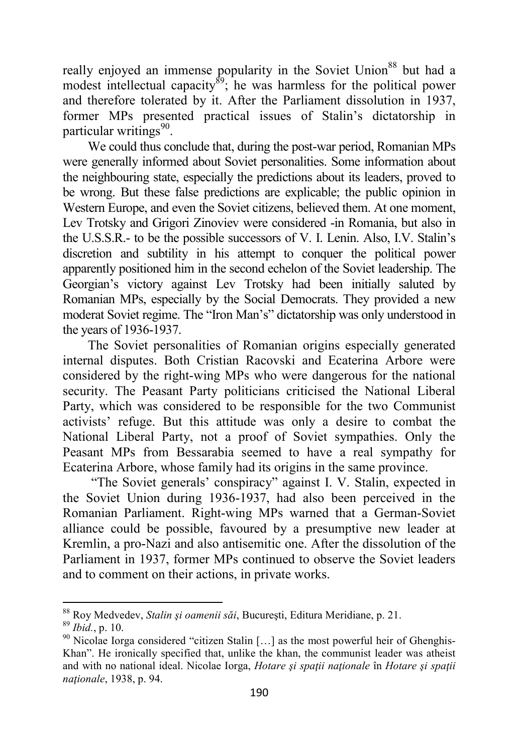really enjoyed an immense popularity in the Soviet Union[88] but had a modest intellectual capacity[89]; he was harmless for the political power and therefore tolerated by it. After the Parliament dissolution in 1937, former MPs presented practical issues of Stalin's dictatorship in particular writings[90].

We could thus conclude that, during the post-war period, Romanian MPs were generally informed about Soviet personalities. Some information about the neighbouring state, especially the predictions about its leaders, proved to be wrong. But these false predictions are explicable; the public opinion in Western Europe, and even the Soviet citizens, believed them. At one moment, Lev Trotsky and Grigori Zinoviev were considered -in Romania, but also in the U.S.S.R.- to be the possible successors of V. I. Lenin. Also, I.V. Stalin's discretion and subtility in his attempt to conquer the political power apparently positioned him in the second echelon of the Soviet leadership. The Georgian's victory against Lev Trotsky had been initially saluted by Romanian MPs, especially by the Social Democrats. They provided a new moderat Soviet regime. The "Iron Man's" dictatorship was only understood in the years of 1936-1937.

The Soviet personalities of Romanian origins especially generated internal disputes. Both Cristian Racovski and Ecaterina Arbore were considered by the right-wing MPs who were dangerous for the national security. The Peasant Party politicians criticised the National Liberal Party, which was considered to be responsible for the two Communist activists' refuge. But this attitude was only a desire to combat the National Liberal Party, not a proof of Soviet sympathies. Only the Peasant MPs from Bessarabia seemed to have a real sympathy for Ecaterina Arbore, whose family had its origins in the same province.

"The Soviet generals' conspiracy" against I. V. Stalin, expected in the Soviet Union during 1936-1937, had also been perceived in the Romanian Parliament. Right-wing MPs warned that a German-Soviet alliance could be possible, favoured by a presumptive new leader at Kremlin, a pro-Nazi and also antisemitic one. After the dissolution of the Parliament in 1937, former MPs continued to observe the Soviet leaders and to comment on their actions, in private works.

---

[88] Roy Medvedev, *Stalin şi oamenii săi*, Bucureşti, Editura Meridiane, p. 21.

[89] *Ibid.*, p. 10.

[90] Nicolae Iorga considered "citizen Stalin […] as the most powerful heir of Ghenghis-Khan". He ironically specified that, unlike the khan, the communist leader was atheist and with no national ideal. Nicolae Iorga, *Hotare şi spaţii naţionale* în *Hotare şi spaţii naţionale*, 1938, p. 94.